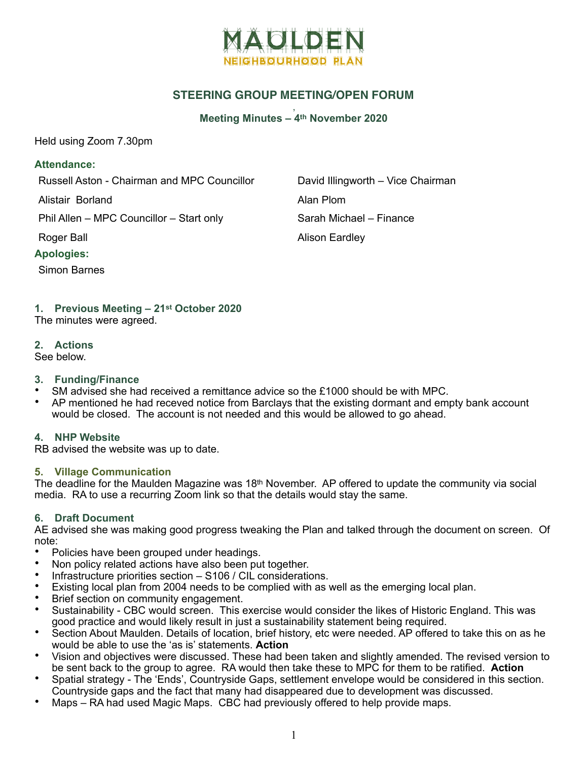# MAULDEN
## NEIGHBOURHOOD PLAN

## STEERING GROUP MEETING/OPEN FORUM

### Meeting Minutes – 4th November 2020

Held using Zoom 7.30pm

**Attendance:**

Russell Aston - Chairman and MPC Councillor

David Illingworth – Vice Chairman

Alistair Borland

Alan Plom

Phil Allen – MPC Councillor – Start only

Sarah Michael – Finance

Roger Ball

Alison Eardley

**Apologies:**

Simon Barnes

### 1. Previous Meeting – 21st October 2020

The minutes were agreed.

### 2. Actions

See below.

### 3. Funding/Finance

- SM advised she had received a remittance advice so the £1000 should be with MPC.
- AP mentioned he had receved notice from Barclays that the existing dormant and empty bank account would be closed. The account is not needed and this would be allowed to go ahead.

### 4. NHP Website

RB advised the website was up to date.

### 5. Village Communication

The deadline for the Maulden Magazine was 18th November. AP offered to update the community via social media. RA to use a recurring Zoom link so that the details would stay the same.

### 6. Draft Document

AE advised she was making good progress tweaking the Plan and talked through the document on screen. Of note:

- Policies have been grouped under headings.
- Non policy related actions have also been put together.
- Infrastructure priorities section – S106 / CIL considerations.
- Existing local plan from 2004 needs to be complied with as well as the emerging local plan.
- Brief section on community engagement.
- Sustainability - CBC would screen. This exercise would consider the likes of Historic England. This was good practice and would likely result in just a sustainability statement being required.
- Section About Maulden. Details of location, brief history, etc were needed. AP offered to take this on as he would be able to use the 'as is' statements. **Action**
- Vision and objectives were discussed. These had been taken and slightly amended. The revised version to be sent back to the group to agree. RA would then take these to MPC for them to be ratified. **Action**
- Spatial strategy - The 'Ends', Countryside Gaps, settlement envelope would be considered in this section. Countryside gaps and the fact that many had disappeared due to development was discussed.
- Maps – RA had used Magic Maps. CBC had previously offered to help provide maps.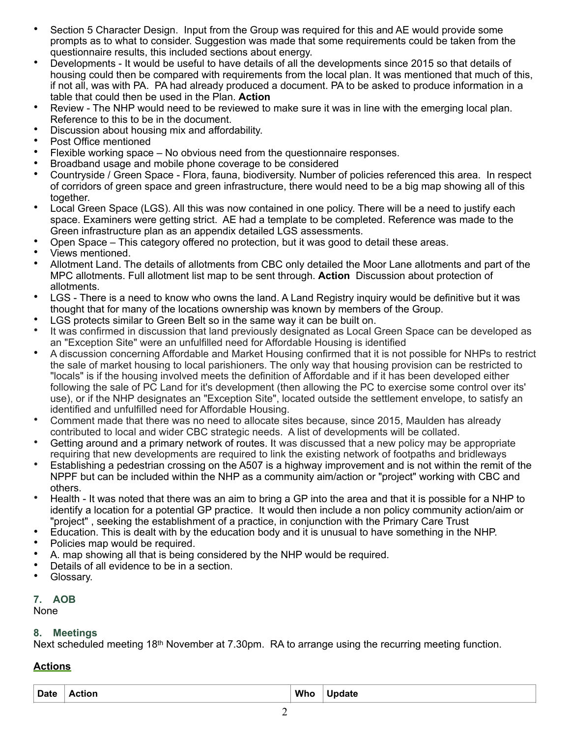- Section 5 Character Design. Input from the Group was required for this and AE would provide some prompts as to what to consider. Suggestion was made that some requirements could be taken from the questionnaire results, this included sections about energy.
- Developments - It would be useful to have details of all the developments since 2015 so that details of housing could then be compared with requirements from the local plan. It was mentioned that much of this, if not all, was with PA. PA had already produced a document. PA to be asked to produce information in a table that could then be used in the Plan. **Action**
- Review - The NHP would need to be reviewed to make sure it was in line with the emerging local plan. Reference to this to be in the document.
- Discussion about housing mix and affordability.
- Post Office mentioned
- Flexible working space – No obvious need from the questionnaire responses.
- Broadband usage and mobile phone coverage to be considered
- Countryside / Green Space - Flora, fauna, biodiversity. Number of policies referenced this area. In respect of corridors of green space and green infrastructure, there would need to be a big map showing all of this together.
- Local Green Space (LGS). All this was now contained in one policy. There will be a need to justify each space. Examiners were getting strict. AE had a template to be completed. Reference was made to the Green infrastructure plan as an appendix detailed LGS assessments.
- Open Space – This category offered no protection, but it was good to detail these areas.
- Views mentioned.
- Allotment Land. The details of allotments from CBC only detailed the Moor Lane allotments and part of the MPC allotments. Full allotment list map to be sent through. **Action** Discussion about protection of allotments.
- LGS - There is a need to know who owns the land. A Land Registry inquiry would be definitive but it was thought that for many of the locations ownership was known by members of the Group.
- LGS protects similar to Green Belt so in the same way it can be built on.
- It was confirmed in discussion that land previously designated as Local Green Space can be developed as an "Exception Site" were an unfulfilled need for Affordable Housing is identified
- A discussion concerning Affordable and Market Housing confirmed that it is not possible for NHPs to restrict the sale of market housing to local parishioners. The only way that housing provision can be restricted to "locals" is if the housing involved meets the definition of Affordable and if it has been developed either following the sale of PC Land for it's development (then allowing the PC to exercise some control over its' use), or if the NHP designates an "Exception Site", located outside the settlement envelope, to satisfy an identified and unfulfilled need for Affordable Housing.
- Comment made that there was no need to allocate sites because, since 2015, Maulden has already contributed to local and wider CBC strategic needs. A list of developments will be collated.
- Getting around and a primary network of routes. It was discussed that a new policy may be appropriate requiring that new developments are required to link the existing network of footpaths and bridleways
- Establishing a pedestrian crossing on the A507 is a highway improvement and is not within the remit of the NPPF but can be included within the NHP as a community aim/action or "project" working with CBC and others.
- Health - It was noted that there was an aim to bring a GP into the area and that it is possible for a NHP to identify a location for a potential GP practice. It would then include a non policy community action/aim or "project" , seeking the establishment of a practice, in conjunction with the Primary Care Trust
- Education. This is dealt with by the education body and it is unusual to have something in the NHP.
- Policies map would be required.
- A. map showing all that is being considered by the NHP would be required.
- Details of all evidence to be in a section.
- Glossary.

### 7. AOB

None

### 8. Meetings

Next scheduled meeting 18th November at 7.30pm. RA to arrange using the recurring meeting function.

## Actions

| Date | Action | Who | Update |
|---|---|---|---|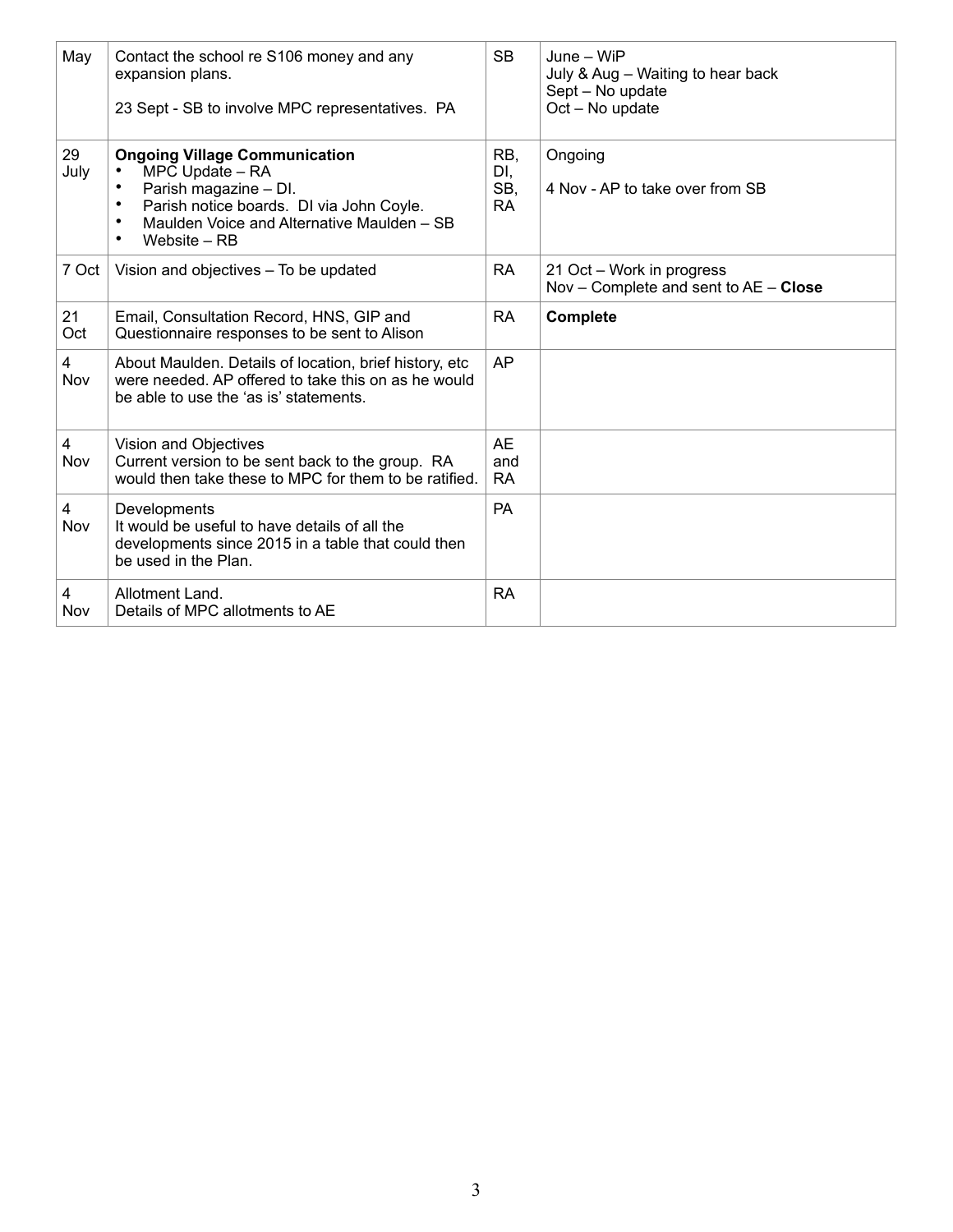| | | | |
|---|---|---|---|
| May | Contact the school re S106 money and any expansion plans.<br><br>23 Sept - SB to involve MPC representatives. PA | SB | June – WiP<br>July & Aug – Waiting to hear back<br>Sept – No update<br>Oct – No update |
| 29 July | **Ongoing Village Communication**<br>• MPC Update – RA<br>• Parish magazine – DI.<br>• Parish notice boards. DI via John Coyle.<br>• Maulden Voice and Alternative Maulden – SB<br>• Website – RB | RB, DI, SB, RA | Ongoing<br><br>4 Nov - AP to take over from SB |
| 7 Oct | Vision and objectives – To be updated | RA | 21 Oct – Work in progress<br>Nov – Complete and sent to AE – **Close** |
| 21 Oct | Email, Consultation Record, HNS, GIP and Questionnaire responses to be sent to Alison | RA | **Complete** |
| 4 Nov | About Maulden. Details of location, brief history, etc were needed. AP offered to take this on as he would be able to use the 'as is' statements. | AP | |
| 4 Nov | Vision and Objectives<br>Current version to be sent back to the group. RA would then take these to MPC for them to be ratified. | AE and RA | |
| 4 Nov | Developments<br>It would be useful to have details of all the developments since 2015 in a table that could then be used in the Plan. | PA | |
| 4 Nov | Allotment Land.<br>Details of MPC allotments to AE | RA | |